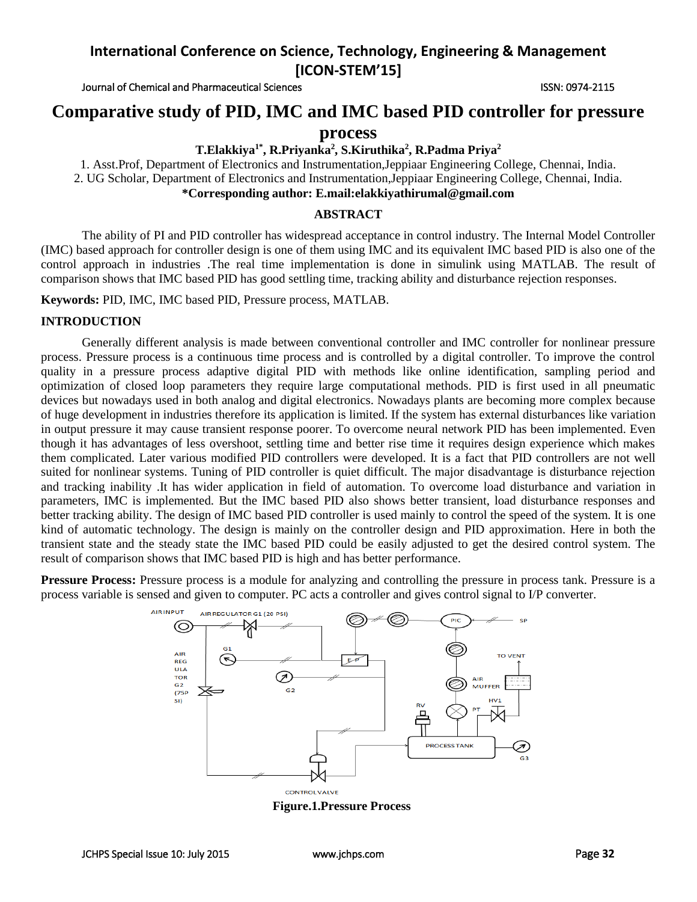# Comparative study of PID, IMC and IMC based PID controller for pressure process

**T.Elakkiya[1*], R.Priyanka[2], S.Kiruthika[2], R.Padma Priya[2]**

1. Asst.Prof, Department of Electronics and Instrumentation,Jeppiaar Engineering College, Chennai, India.
2. UG Scholar, Department of Electronics and Instrumentation,Jeppiaar Engineering College, Chennai, India.

**\*Corresponding author: E.mail:elakkiyathirumal@gmail.com**

## ABSTRACT

The ability of PI and PID controller has widespread acceptance in control industry. The Internal Model Controller (IMC) based approach for controller design is one of them using IMC and its equivalent IMC based PID is also one of the control approach in industries .The real time implementation is done in simulink using MATLAB. The result of comparison shows that IMC based PID has good settling time, tracking ability and disturbance rejection responses.

**Keywords:** PID, IMC, IMC based PID, Pressure process, MATLAB.

## INTRODUCTION

Generally different analysis is made between conventional controller and IMC controller for nonlinear pressure process. Pressure process is a continuous time process and is controlled by a digital controller. To improve the control quality in a pressure process adaptive digital PID with methods like online identification, sampling period and optimization of closed loop parameters they require large computational methods. PID is first used in all pneumatic devices but nowadays used in both analog and digital electronics. Nowadays plants are becoming more complex because of huge development in industries therefore its application is limited. If the system has external disturbances like variation in output pressure it may cause transient response poorer. To overcome neural network PID has been implemented. Even though it has advantages of less overshoot, settling time and better rise time it requires design experience which makes them complicated. Later various modified PID controllers were developed. It is a fact that PID controllers are not well suited for nonlinear systems. Tuning of PID controller is quiet difficult. The major disadvantage is disturbance rejection and tracking inability .It has wider application in field of automation. To overcome load disturbance and variation in parameters, IMC is implemented. But the IMC based PID also shows better transient, load disturbance responses and better tracking ability. The design of IMC based PID controller is used mainly to control the speed of the system. It is one kind of automatic technology. The design is mainly on the controller design and PID approximation. Here in both the transient state and the steady state the IMC based PID could be easily adjusted to get the desired control system. The result of comparison shows that IMC based PID is high and has better performance.

**Pressure Process:** Pressure process is a module for analyzing and controlling the pressure in process tank. Pressure is a process variable is sensed and given to computer. PC acts a controller and gives control signal to I/P converter.

AIR INPUT, AIR REGULATOR G1 (20 PSI), AIR REGULATOR G2 (75PSI), G1, G2, E-P, PIC, SP, AIR MUFFER, TO VENT, HV1, RV, PT, PROCESS TANK, G3, CONTROL VALVE

**Figure.1.Pressure Process**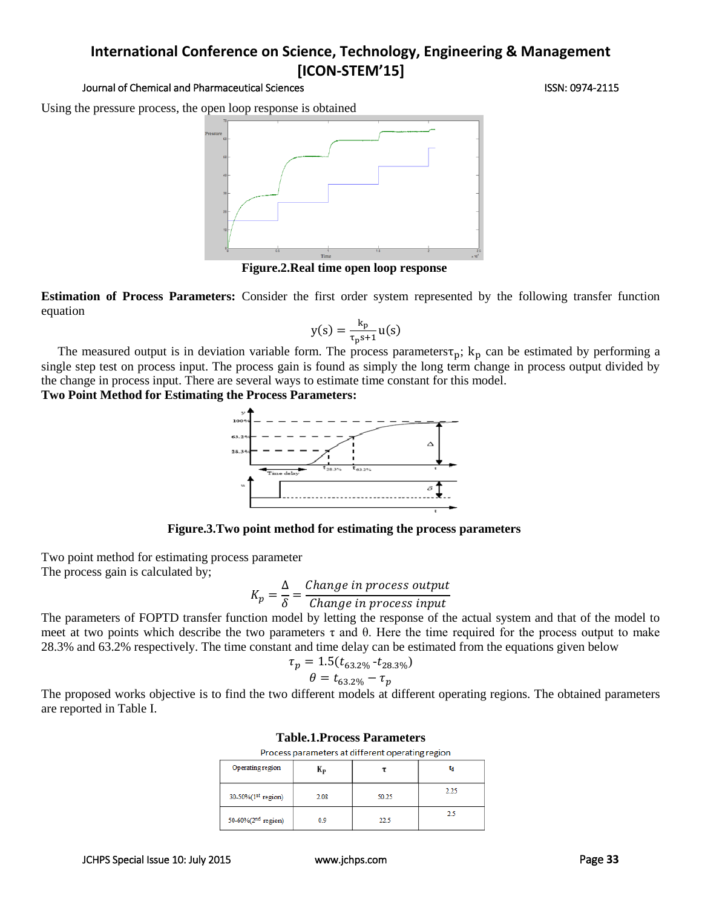Using the pressure process, the open loop response is obtained

**Figure.2.Real time open loop response**

**Estimation of Process Parameters:** Consider the first order system represented by the following transfer function equation

$$y(s) = \frac{k_p}{\tau_p s+1} u(s)$$

The measured output is in deviation variable form. The process parameters $\tau_p$; $k_p$ can be estimated by performing a single step test on process input. The process gain is found as simply the long term change in process output divided by the change in process input. There are several ways to estimate time constant for this model.

**Two Point Method for Estimating the Process Parameters:**

**Figure.3.Two point method for estimating the process parameters**

Two point method for estimating process parameter

The process gain is calculated by;

$$K_p = \frac{\Delta}{\delta} = \frac{\textit{Change in process output}}{\textit{Change in process input}}$$

The parameters of FOPTD transfer function model by letting the response of the actual system and that of the model to meet at two points which describe the two parameters $\tau$ and $\theta$. Here the time required for the process output to make 28.3% and 63.2% respectively. The time constant and time delay can be estimated from the equations given below

$$\tau_p = 1.5(t_{63.2\%} - t_{28.3\%})$$

$$\theta = t_{63.2\%} - \tau_p$$

The proposed works objective is to find the two different models at different operating regions. The obtained parameters are reported in Table I.

**Table.1.Process Parameters**

Process parameters at different operating region

| Operating region | $K_p$ | $\tau$ | $t_d$ |
| --- | --- | --- | --- |
| 30-50%(1st region) | 2.08 | 50.25 | 2.25 |
| 50-60%(2nd region) | 0.9 | 22.5 | 2.5 |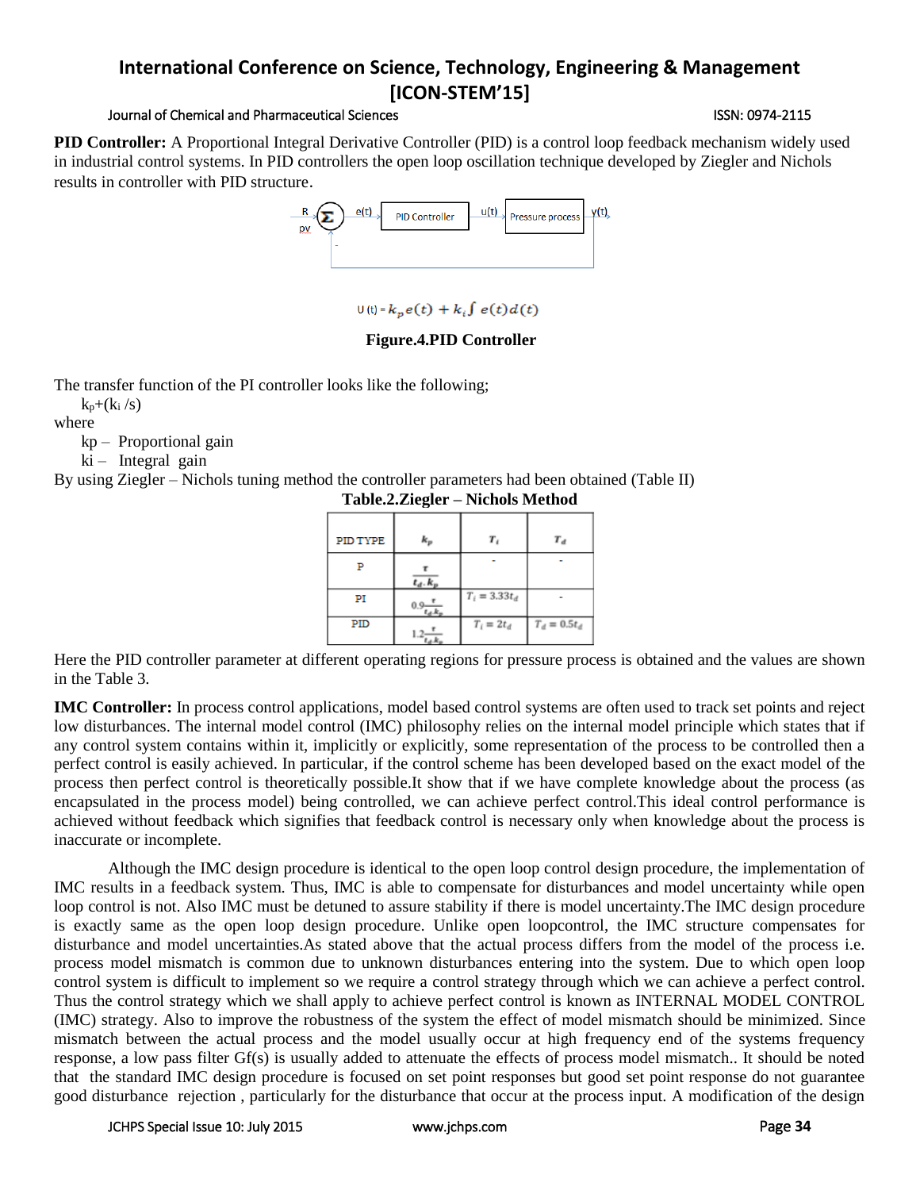**PID Controller:** A Proportional Integral Derivative Controller (PID) is a control loop feedback mechanism widely used in industrial control systems. In PID controllers the open loop oscillation technique developed by Ziegler and Nichols results in controller with PID structure.

$$U(t) = k_p e(t) + k_i \int e(t) d(t)$$

**Figure.4.PID Controller**

The transfer function of the PI controller looks like the following;

$k_p + (k_i / s)$

where

kp – Proportional gain

ki – Integral gain

By using Ziegler – Nichols tuning method the controller parameters had been obtained (Table II)

**Table.2.Ziegler – Nichols Method**

| PID TYPE | $k_p$ | $T_i$ | $T_d$ |
|---|---|---|---|
| P | $\frac{\tau}{t_d . k_p}$ | - | - |
| PI | $0.9\frac{\tau}{t_d k_p}$ | $T_i = 3.33t_d$ | - |
| PID | $1.2\frac{\tau}{t_d k_p}$ | $T_i = 2t_d$ | $T_d = 0.5t_d$ |

Here the PID controller parameter at different operating regions for pressure process is obtained and the values are shown in the Table 3.

**IMC Controller:** In process control applications, model based control systems are often used to track set points and reject low disturbances. The internal model control (IMC) philosophy relies on the internal model principle which states that if any control system contains within it, implicitly or explicitly, some representation of the process to be controlled then a perfect control is easily achieved. In particular, if the control scheme has been developed based on the exact model of the process then perfect control is theoretically possible.It show that if we have complete knowledge about the process (as encapsulated in the process model) being controlled, we can achieve perfect control.This ideal control performance is achieved without feedback which signifies that feedback control is necessary only when knowledge about the process is inaccurate or incomplete.

Although the IMC design procedure is identical to the open loop control design procedure, the implementation of IMC results in a feedback system. Thus, IMC is able to compensate for disturbances and model uncertainty while open loop control is not. Also IMC must be detuned to assure stability if there is model uncertainty.The IMC design procedure is exactly same as the open loop design procedure. Unlike open loopcontrol, the IMC structure compensates for disturbance and model uncertainties.As stated above that the actual process differs from the model of the process i.e. process model mismatch is common due to unknown disturbances entering into the system. Due to which open loop control system is difficult to implement so we require a control strategy through which we can achieve a perfect control. Thus the control strategy which we shall apply to achieve perfect control is known as INTERNAL MODEL CONTROL (IMC) strategy. Also to improve the robustness of the system the effect of model mismatch should be minimized. Since mismatch between the actual process and the model usually occur at high frequency end of the systems frequency response, a low pass filter Gf(s) is usually added to attenuate the effects of process model mismatch.. It should be noted that the standard IMC design procedure is focused on set point responses but good set point response do not guarantee good disturbance rejection , particularly for the disturbance that occur at the process input. A modification of the design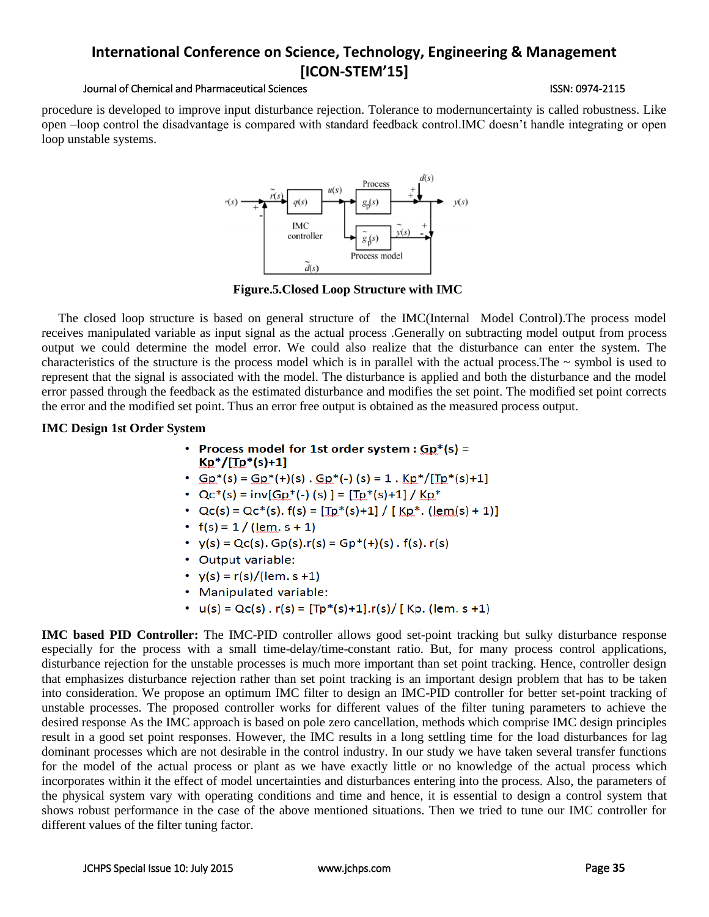procedure is developed to improve input disturbance rejection. Tolerance to modernuncertainty is called robustness. Like open –loop control the disadvantage is compared with standard feedback control.IMC doesn't handle integrating or open loop unstable systems.

**Figure.5.Closed Loop Structure with IMC**

The closed loop structure is based on general structure of the IMC(Internal Model Control).The process model receives manipulated variable as input signal as the actual process .Generally on subtracting model output from process output we could determine the model error. We could also realize that the disturbance can enter the system. The characteristics of the structure is the process model which is in parallel with the actual process.The ~ symbol is used to represent that the signal is associated with the model. The disturbance is applied and both the disturbance and the model error passed through the feedback as the estimated disturbance and modifies the set point. The modified set point corrects the error and the modified set point. Thus an error free output is obtained as the measured process output.

**IMC Design 1st Order System**

- **Process model for 1st order system : Gp\*(s) = Kp\*/[Tp\*(s)+1]**
- Gp\*(s) = Gp\*(+)(s) . Gp\*(-) (s) = 1 . Kp\*/[Tp\*(s)+1]
- Qc\*(s) = inv[Gp\*(-) (s) ] = [Tp\*(s)+1] / Kp\*
- Qc(s) = Qc\*(s). f(s) = [Tp\*(s)+1] / [ Kp\*. (lem(s) + 1)]
- f(s) = 1 / (lem. s + 1)
- y(s) = Qc(s). Gp(s).r(s) = Gp\*(+)(s) . f(s). r(s)
- Output variable:
- y(s) = r(s)/(lem. s +1)
- Manipulated variable:
- u(s) = Qc(s) . r(s) = [Tp\*(s)+1].r(s)/ [ Kp. (lem. s +1)

**IMC based PID Controller:** The IMC-PID controller allows good set-point tracking but sulky disturbance response especially for the process with a small time-delay/time-constant ratio. But, for many process control applications, disturbance rejection for the unstable processes is much more important than set point tracking. Hence, controller design that emphasizes disturbance rejection rather than set point tracking is an important design problem that has to be taken into consideration. We propose an optimum IMC filter to design an IMC-PID controller for better set-point tracking of unstable processes. The proposed controller works for different values of the filter tuning parameters to achieve the desired response As the IMC approach is based on pole zero cancellation, methods which comprise IMC design principles result in a good set point responses. However, the IMC results in a long settling time for the load disturbances for lag dominant processes which are not desirable in the control industry. In our study we have taken several transfer functions for the model of the actual process or plant as we have exactly little or no knowledge of the actual process which incorporates within it the effect of model uncertainties and disturbances entering into the process. Also, the parameters of the physical system vary with operating conditions and time and hence, it is essential to design a control system that shows robust performance in the case of the above mentioned situations. Then we tried to tune our IMC controller for different values of the filter tuning factor.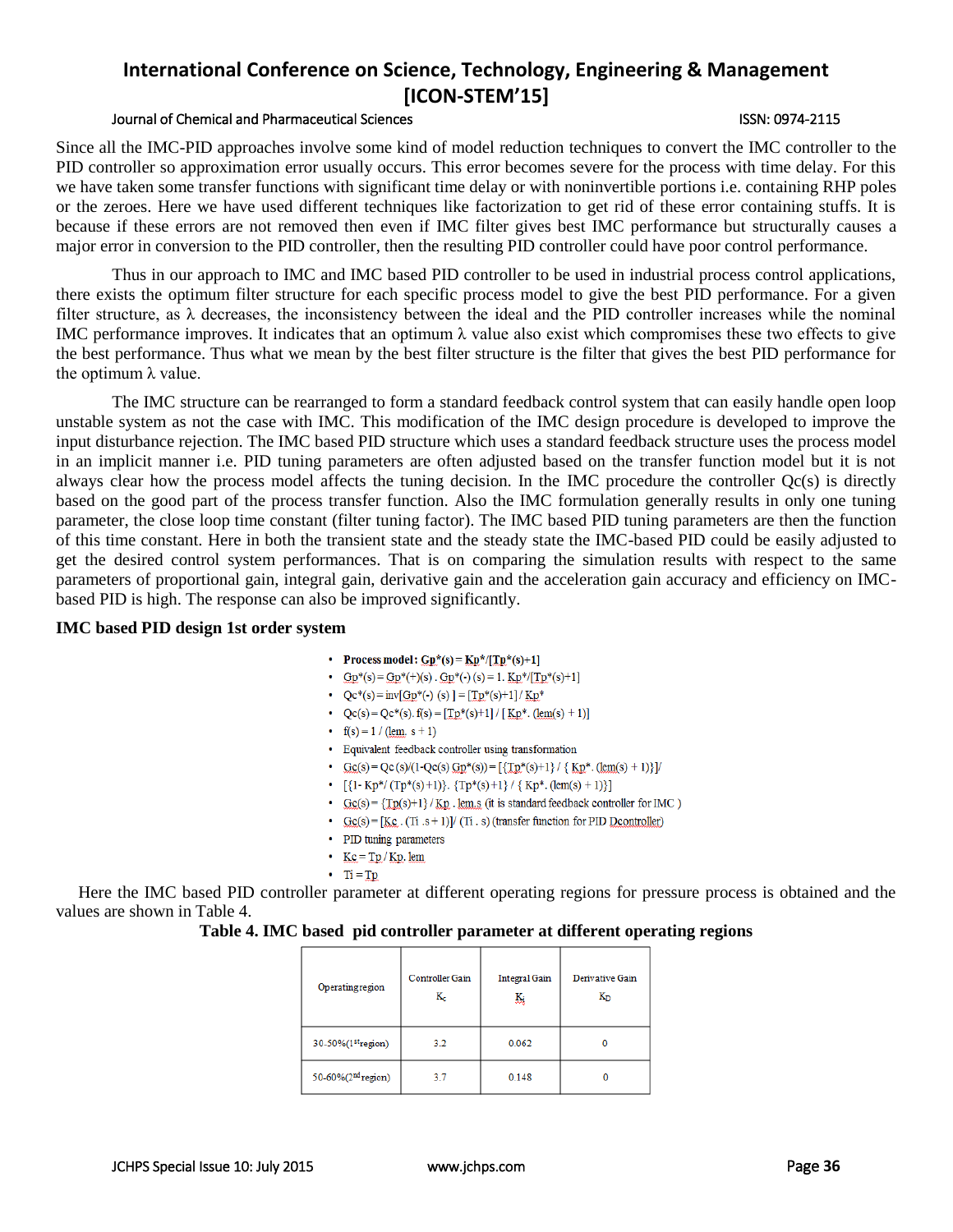Since all the IMC-PID approaches involve some kind of model reduction techniques to convert the IMC controller to the PID controller so approximation error usually occurs. This error becomes severe for the process with time delay. For this we have taken some transfer functions with significant time delay or with noninvertible portions i.e. containing RHP poles or the zeroes. Here we have used different techniques like factorization to get rid of these error containing stuffs. It is because if these errors are not removed then even if IMC filter gives best IMC performance but structurally causes a major error in conversion to the PID controller, then the resulting PID controller could have poor control performance.

Thus in our approach to IMC and IMC based PID controller to be used in industrial process control applications, there exists the optimum filter structure for each specific process model to give the best PID performance. For a given filter structure, as λ decreases, the inconsistency between the ideal and the PID controller increases while the nominal IMC performance improves. It indicates that an optimum λ value also exist which compromises these two effects to give the best performance. Thus what we mean by the best filter structure is the filter that gives the best PID performance for the optimum λ value.

The IMC structure can be rearranged to form a standard feedback control system that can easily handle open loop unstable system as not the case with IMC. This modification of the IMC design procedure is developed to improve the input disturbance rejection. The IMC based PID structure which uses a standard feedback structure uses the process model in an implicit manner i.e. PID tuning parameters are often adjusted based on the transfer function model but it is not always clear how the process model affects the tuning decision. In the IMC procedure the controller Qc(s) is directly based on the good part of the process transfer function. Also the IMC formulation generally results in only one tuning parameter, the close loop time constant (filter tuning factor). The IMC based PID tuning parameters are then the function of this time constant. Here in both the transient state and the steady state the IMC-based PID could be easily adjusted to get the desired control system performances. That is on comparing the simulation results with respect to the same parameters of proportional gain, integral gain, derivative gain and the acceleration gain accuracy and efficiency on IMC-based PID is high. The response can also be improved significantly.

**IMC based PID design 1st order system**

- **Process model: Gp*(s) = Kp*/[Tp*(s)+1]**
- Gp*(s) = Gp*(+)(s) . Gp*(-) (s) = 1. Kp*/[Tp*(s)+1]
- Qc*(s) = inv[Gp*(-) (s) ] = [Tp*(s)+1] / Kp*
- Qc(s) = Qc*(s). f(s) = [Tp*(s)+1] / [ Kp*. (lem(s) + 1)]
- f(s) = 1 / (lem. s + 1)
- Equivalent feedback controller using transformation
- Gc(s) = Qc (s)/(1-Qc(s) Gp*(s)) = [{Tp*(s)+1} / { Kp*. (lem(s) + 1)}]/
- [{1- Kp*/ (Tp*(s) +1)}. {Tp*(s) +1} / { Kp*. (lem(s) + 1)}]
- Gc(s) = {Tp(s)+1} / Kp . lem.s (it is standard feedback controller for IMC )
- Gc(s) = [Kc . (Ti .s + 1)]/ (Ti . s) (transfer function for PID Dcontroller)
- PID tuning parameters
- Kc = Tp / Kp. lem
- Ti = Tp

Here the IMC based PID controller parameter at different operating regions for pressure process is obtained and the values are shown in Table 4.

**Table 4. IMC based pid controller parameter at different operating regions**

| Operating region | Controller Gain $K_c$ | Integral Gain $K_i$ | Derivative Gain $K_D$ |
|---|---|---|---|
| 30-50%(1st region) | 3.2 | 0.062 | 0 |
| 50-60%(2nd region) | 3.7 | 0.148 | 0 |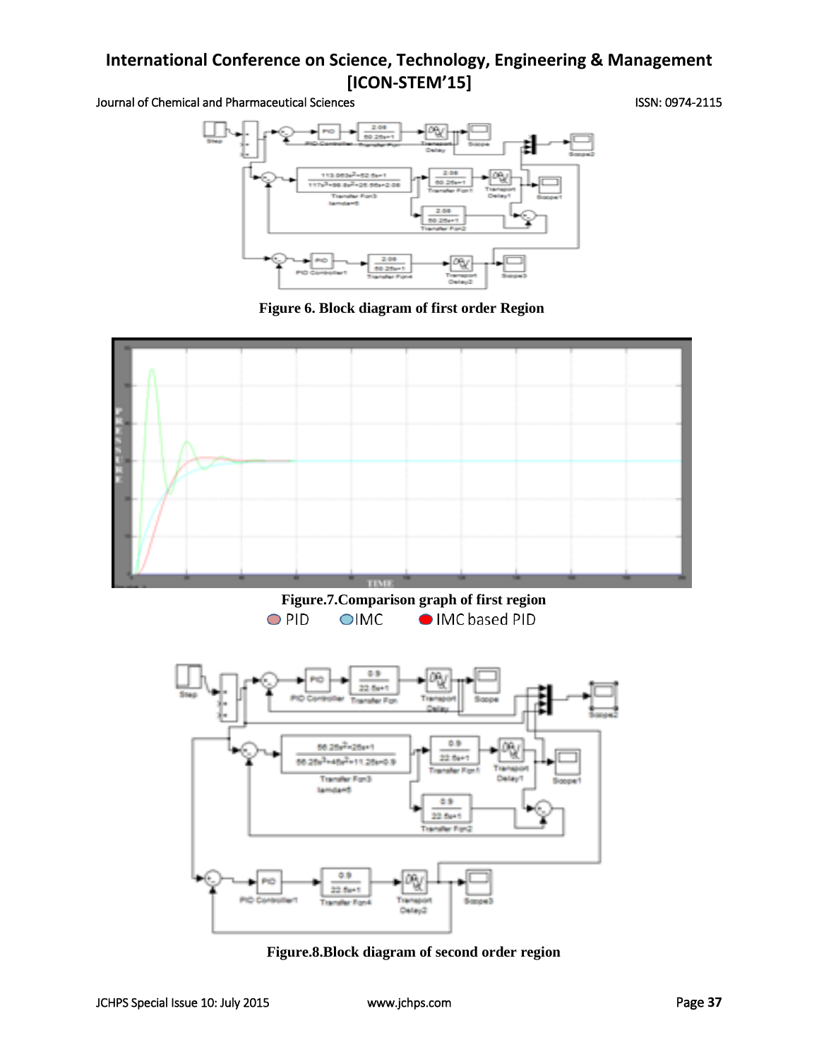Figure 6. Block diagram of first order Region

Figure.7.Comparison graph of first region

PID IMC IMC based PID

Figure.8.Block diagram of second order region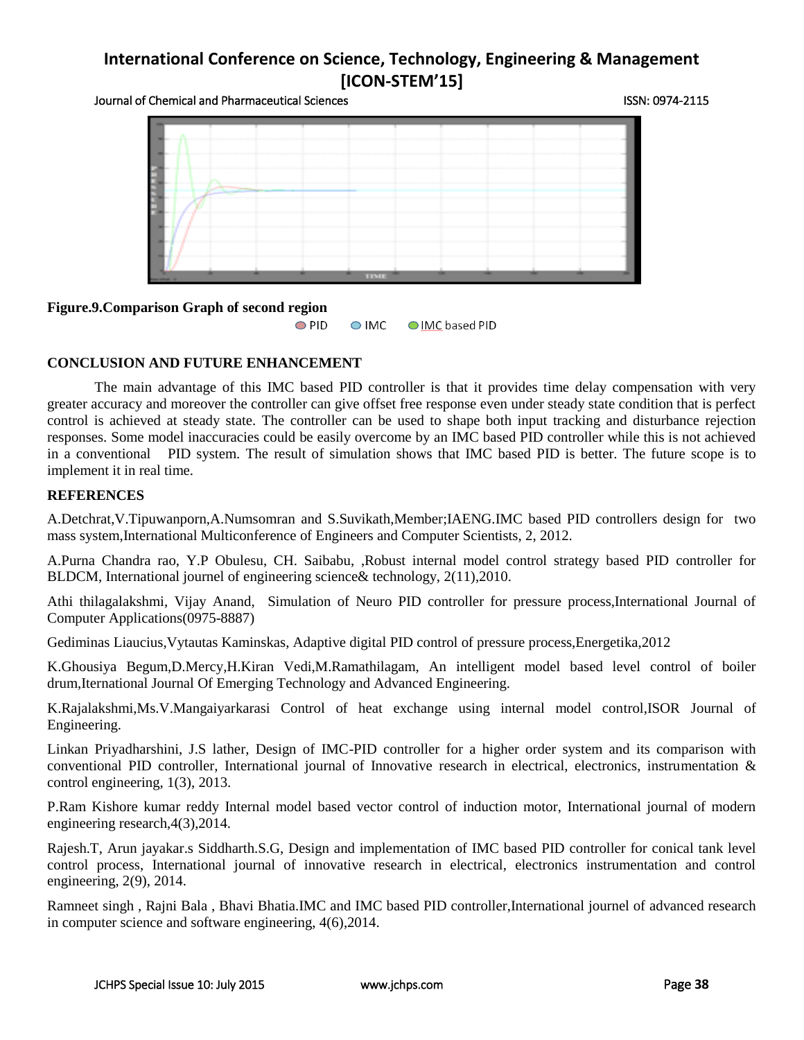TIME

**Figure.9.Comparison Graph of second region**

PID IMC IMC based PID

**CONCLUSION AND FUTURE ENHANCEMENT**

The main advantage of this IMC based PID controller is that it provides time delay compensation with very greater accuracy and moreover the controller can give offset free response even under steady state condition that is perfect control is achieved at steady state. The controller can be used to shape both input tracking and disturbance rejection responses. Some model inaccuracies could be easily overcome by an IMC based PID controller while this is not achieved in a conventional PID system. The result of simulation shows that IMC based PID is better. The future scope is to implement it in real time.

**REFERENCES**

A.Detchrat,V.Tipuwanporn,A.Numsomran and S.Suvikath,Member;IAENG.IMC based PID controllers design for two mass system,International Multiconference of Engineers and Computer Scientists, 2, 2012.

A.Purna Chandra rao, Y.P Obulesu, CH. Saibabu, ,Robust internal model control strategy based PID controller for BLDCM, International journel of engineering science& technology, 2(11),2010.

Athi thilagalakshmi, Vijay Anand, Simulation of Neuro PID controller for pressure process,International Journal of Computer Applications(0975-8887)

Gediminas Liaucius,Vytautas Kaminskas, Adaptive digital PID control of pressure process,Energetika,2012

K.Ghousiya Begum,D.Mercy,H.Kiran Vedi,M.Ramathilagam, An intelligent model based level control of boiler drum,Iternational Journal Of Emerging Technology and Advanced Engineering.

K.Rajalakshmi,Ms.V.Mangaiyarkarasi Control of heat exchange using internal model control,ISOR Journal of Engineering.

Linkan Priyadharshini, J.S lather, Design of IMC-PID controller for a higher order system and its comparison with conventional PID controller, International journal of Innovative research in electrical, electronics, instrumentation & control engineering, 1(3), 2013.

P.Ram Kishore kumar reddy Internal model based vector control of induction motor, International journal of modern engineering research,4(3),2014.

Rajesh.T, Arun jayakar.s Siddharth.S.G, Design and implementation of IMC based PID controller for conical tank level control process, International journal of innovative research in electrical, electronics instrumentation and control engineering, 2(9), 2014.

Ramneet singh , Rajni Bala , Bhavi Bhatia.IMC and IMC based PID controller,International journel of advanced research in computer science and software engineering, 4(6),2014.